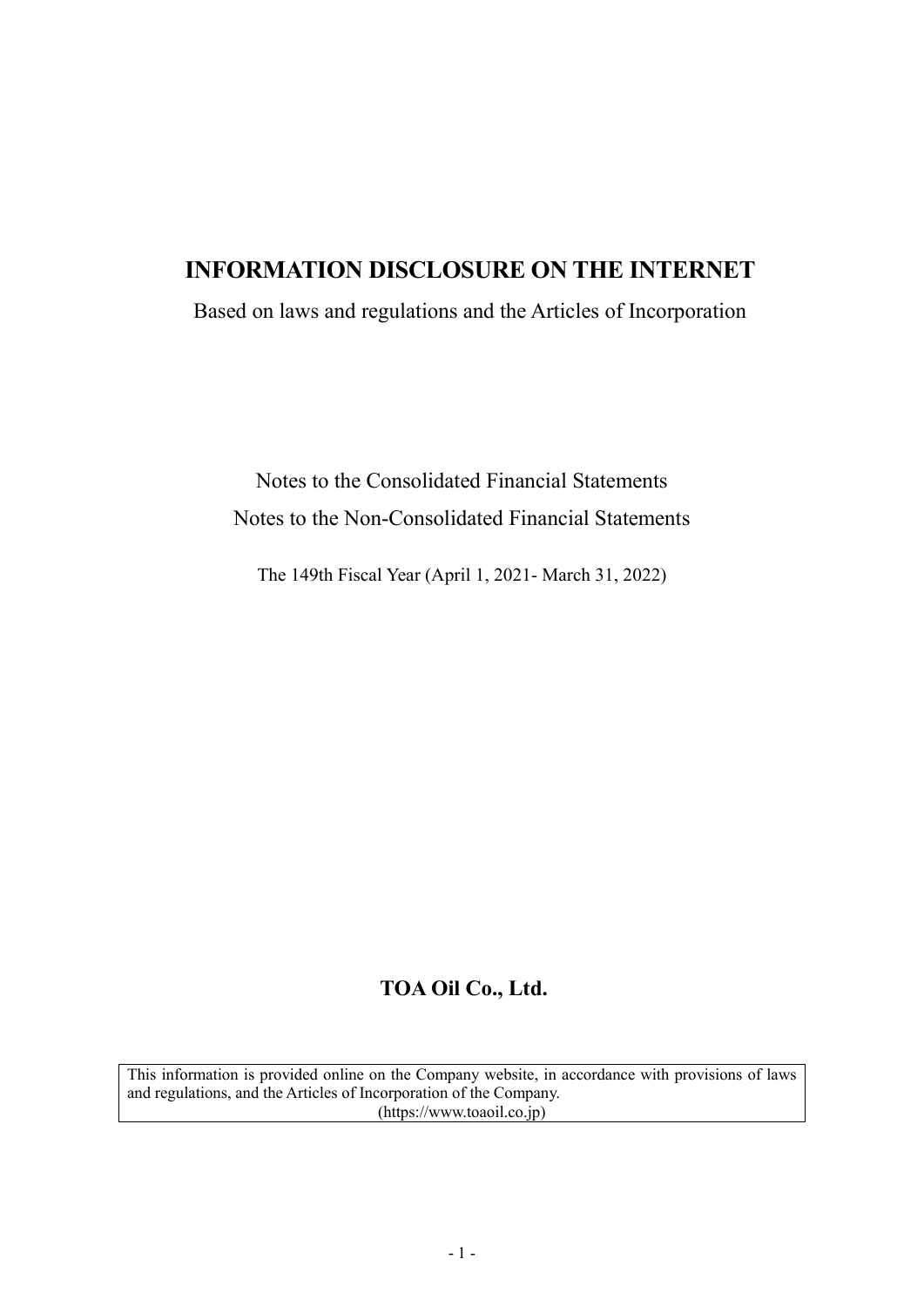# INFORMATION DISCLOSURE ON THE INTERNET

Based on laws and regulations and the Articles of Incorporation

Notes to the Consolidated Financial Statements

Notes to the Non-Consolidated Financial Statements

The 149th Fiscal Year (April 1, 2021- March 31, 2022)

**TOA Oil Co., Ltd.**

This information is provided online on the Company website, in accordance with provisions of laws and regulations, and the Articles of Incorporation of the Company.
(https://www.toaoil.co.jp)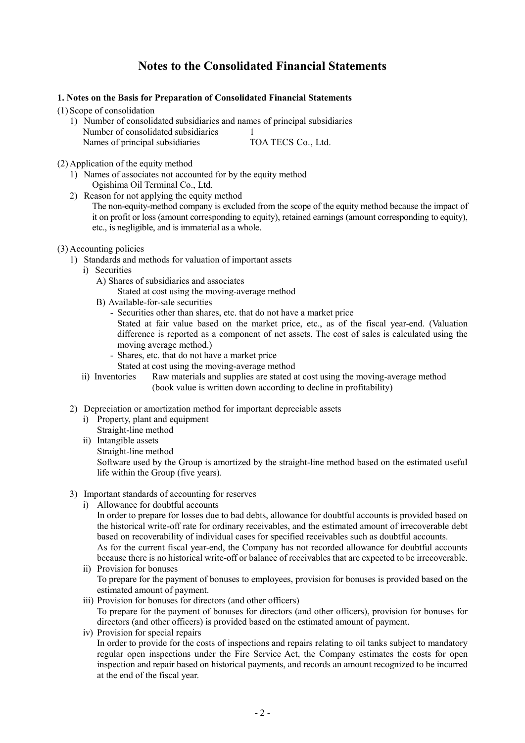# Notes to the Consolidated Financial Statements

**1. Notes on the Basis for Preparation of Consolidated Financial Statements**

(1) Scope of consolidation

1) Number of consolidated subsidiaries and names of principal subsidiaries

| | |
|---|---|
| Number of consolidated subsidiaries | 1 |
| Names of principal subsidiaries | TOA TECS Co., Ltd. |

(2) Application of the equity method

1) Names of associates not accounted for by the equity method
   Ogishima Oil Terminal Co., Ltd.

2) Reason for not applying the equity method
   The non-equity-method company is excluded from the scope of the equity method because the impact of it on profit or loss (amount corresponding to equity), retained earnings (amount corresponding to equity), etc., is negligible, and is immaterial as a whole.

(3) Accounting policies

1) Standards and methods for valuation of important assets

   i) Securities

      A) Shares of subsidiaries and associates
         Stated at cost using the moving-average method

      B) Available-for-sale securities
         - Securities other than shares, etc. that do not have a market price
           Stated at fair value based on the market price, etc., as of the fiscal year-end. (Valuation difference is reported as a component of net assets. The cost of sales is calculated using the moving average method.)
         - Shares, etc. that do not have a market price
           Stated at cost using the moving-average method

   ii) Inventories    Raw materials and supplies are stated at cost using the moving-average method (book value is written down according to decline in profitability)

2) Depreciation or amortization method for important depreciable assets

   i) Property, plant and equipment
      Straight-line method

   ii) Intangible assets
      Straight-line method
      Software used by the Group is amortized by the straight-line method based on the estimated useful life within the Group (five years).

3) Important standards of accounting for reserves

   i) Allowance for doubtful accounts
      In order to prepare for losses due to bad debts, allowance for doubtful accounts is provided based on the historical write-off rate for ordinary receivables, and the estimated amount of irrecoverable debt based on recoverability of individual cases for specified receivables such as doubtful accounts.
      As for the current fiscal year-end, the Company has not recorded allowance for doubtful accounts because there is no historical write-off or balance of receivables that are expected to be irrecoverable.

   ii) Provision for bonuses
      To prepare for the payment of bonuses to employees, provision for bonuses is provided based on the estimated amount of payment.

   iii) Provision for bonuses for directors (and other officers)
      To prepare for the payment of bonuses for directors (and other officers), provision for bonuses for directors (and other officers) is provided based on the estimated amount of payment.

   iv) Provision for special repairs
      In order to provide for the costs of inspections and repairs relating to oil tanks subject to mandatory regular open inspections under the Fire Service Act, the Company estimates the costs for open inspection and repair based on historical payments, and records an amount recognized to be incurred at the end of the fiscal year.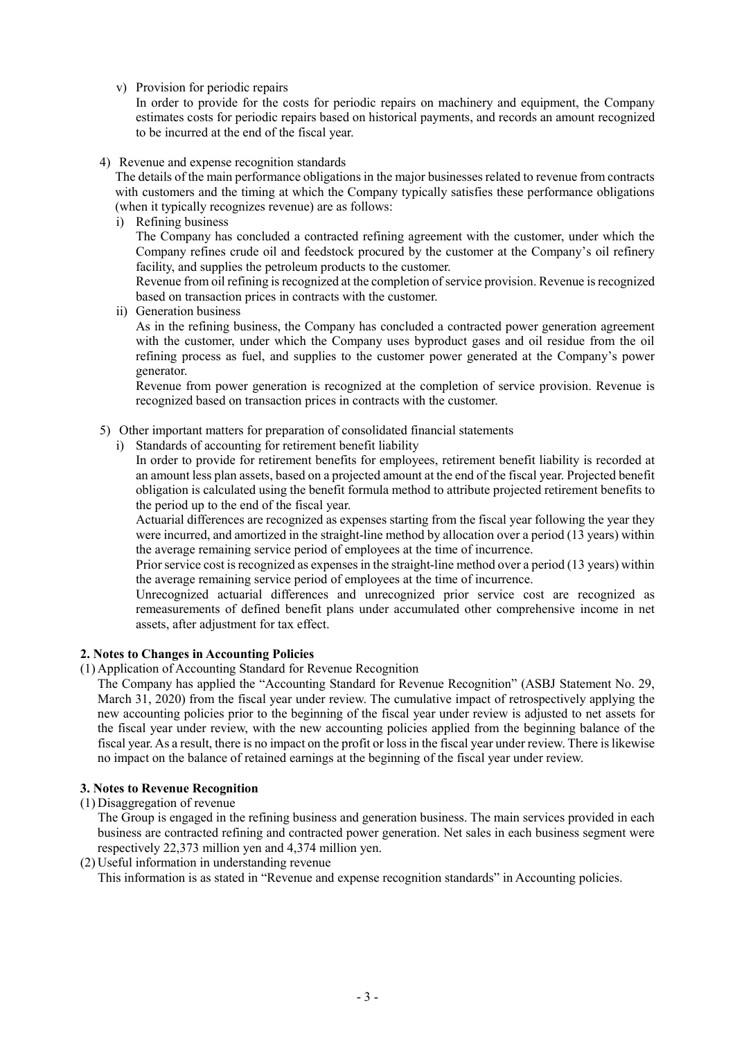v) Provision for periodic repairs

In order to provide for the costs for periodic repairs on machinery and equipment, the Company estimates costs for periodic repairs based on historical payments, and records an amount recognized to be incurred at the end of the fiscal year.

4) Revenue and expense recognition standards

The details of the main performance obligations in the major businesses related to revenue from contracts with customers and the timing at which the Company typically satisfies these performance obligations (when it typically recognizes revenue) are as follows:

i) Refining business

The Company has concluded a contracted refining agreement with the customer, under which the Company refines crude oil and feedstock procured by the customer at the Company's oil refinery facility, and supplies the petroleum products to the customer.

Revenue from oil refining is recognized at the completion of service provision. Revenue is recognized based on transaction prices in contracts with the customer.

ii) Generation business

As in the refining business, the Company has concluded a contracted power generation agreement with the customer, under which the Company uses byproduct gases and oil residue from the oil refining process as fuel, and supplies to the customer power generated at the Company's power generator.

Revenue from power generation is recognized at the completion of service provision. Revenue is recognized based on transaction prices in contracts with the customer.

5) Other important matters for preparation of consolidated financial statements

i) Standards of accounting for retirement benefit liability

In order to provide for retirement benefits for employees, retirement benefit liability is recorded at an amount less plan assets, based on a projected amount at the end of the fiscal year. Projected benefit obligation is calculated using the benefit formula method to attribute projected retirement benefits to the period up to the end of the fiscal year.

Actuarial differences are recognized as expenses starting from the fiscal year following the year they were incurred, and amortized in the straight-line method by allocation over a period (13 years) within the average remaining service period of employees at the time of incurrence.

Prior service cost is recognized as expenses in the straight-line method over a period (13 years) within the average remaining service period of employees at the time of incurrence.

Unrecognized actuarial differences and unrecognized prior service cost are recognized as remeasurements of defined benefit plans under accumulated other comprehensive income in net assets, after adjustment for tax effect.

## 2. Notes to Changes in Accounting Policies

(1) Application of Accounting Standard for Revenue Recognition

The Company has applied the "Accounting Standard for Revenue Recognition" (ASBJ Statement No. 29, March 31, 2020) from the fiscal year under review. The cumulative impact of retrospectively applying the new accounting policies prior to the beginning of the fiscal year under review is adjusted to net assets for the fiscal year under review, with the new accounting policies applied from the beginning balance of the fiscal year. As a result, there is no impact on the profit or loss in the fiscal year under review. There is likewise no impact on the balance of retained earnings at the beginning of the fiscal year under review.

## 3. Notes to Revenue Recognition

(1) Disaggregation of revenue

The Group is engaged in the refining business and generation business. The main services provided in each business are contracted refining and contracted power generation. Net sales in each business segment were respectively 22,373 million yen and 4,374 million yen.

(2) Useful information in understanding revenue

This information is as stated in "Revenue and expense recognition standards" in Accounting policies.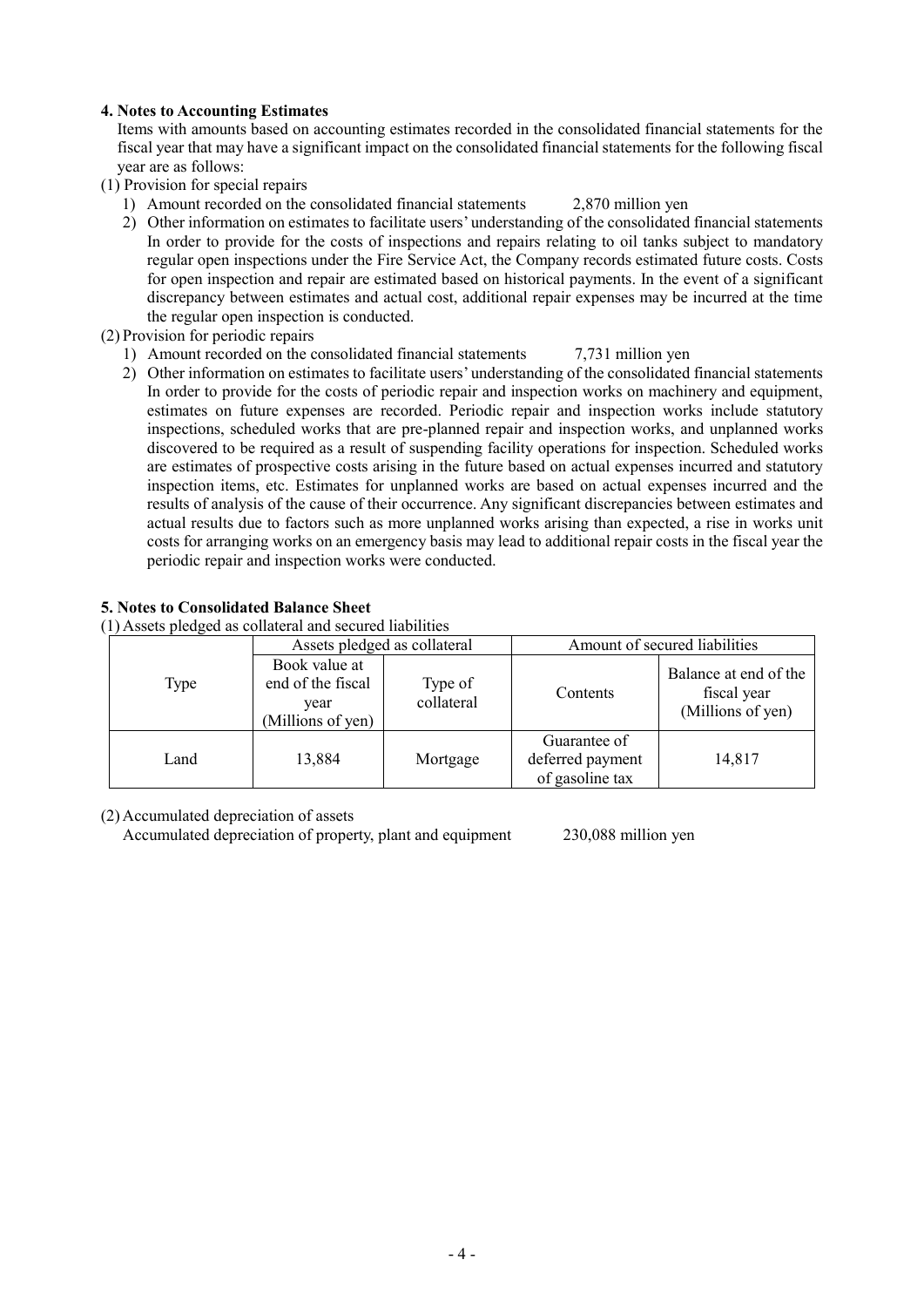### 4. Notes to Accounting Estimates

Items with amounts based on accounting estimates recorded in the consolidated financial statements for the fiscal year that may have a significant impact on the consolidated financial statements for the following fiscal year are as follows:

(1) Provision for special repairs

1) Amount recorded on the consolidated financial statements 2,870 million yen

2) Other information on estimates to facilitate users' understanding of the consolidated financial statements
In order to provide for the costs of inspections and repairs relating to oil tanks subject to mandatory regular open inspections under the Fire Service Act, the Company records estimated future costs. Costs for open inspection and repair are estimated based on historical payments. In the event of a significant discrepancy between estimates and actual cost, additional repair expenses may be incurred at the time the regular open inspection is conducted.

(2) Provision for periodic repairs

1) Amount recorded on the consolidated financial statements 7,731 million yen

2) Other information on estimates to facilitate users' understanding of the consolidated financial statements
In order to provide for the costs of periodic repair and inspection works on machinery and equipment, estimates on future expenses are recorded. Periodic repair and inspection works include statutory inspections, scheduled works that are pre-planned repair and inspection works, and unplanned works discovered to be required as a result of suspending facility operations for inspection. Scheduled works are estimates of prospective costs arising in the future based on actual expenses incurred and statutory inspection items, etc. Estimates for unplanned works are based on actual expenses incurred and the results of analysis of the cause of their occurrence. Any significant discrepancies between estimates and actual results due to factors such as more unplanned works arising than expected, a rise in works unit costs for arranging works on an emergency basis may lead to additional repair costs in the fiscal year the periodic repair and inspection works were conducted.

### 5. Notes to Consolidated Balance Sheet

(1) Assets pledged as collateral and secured liabilities

| Type | Assets pledged as collateral | | Amount of secured liabilities | |
|---|---|---|---|---|
| | Book value at end of the fiscal year (Millions of yen) | Type of collateral | Contents | Balance at end of the fiscal year (Millions of yen) |
| Land | 13,884 | Mortgage | Guarantee of deferred payment of gasoline tax | 14,817 |

(2) Accumulated depreciation of assets

Accumulated depreciation of property, plant and equipment 230,088 million yen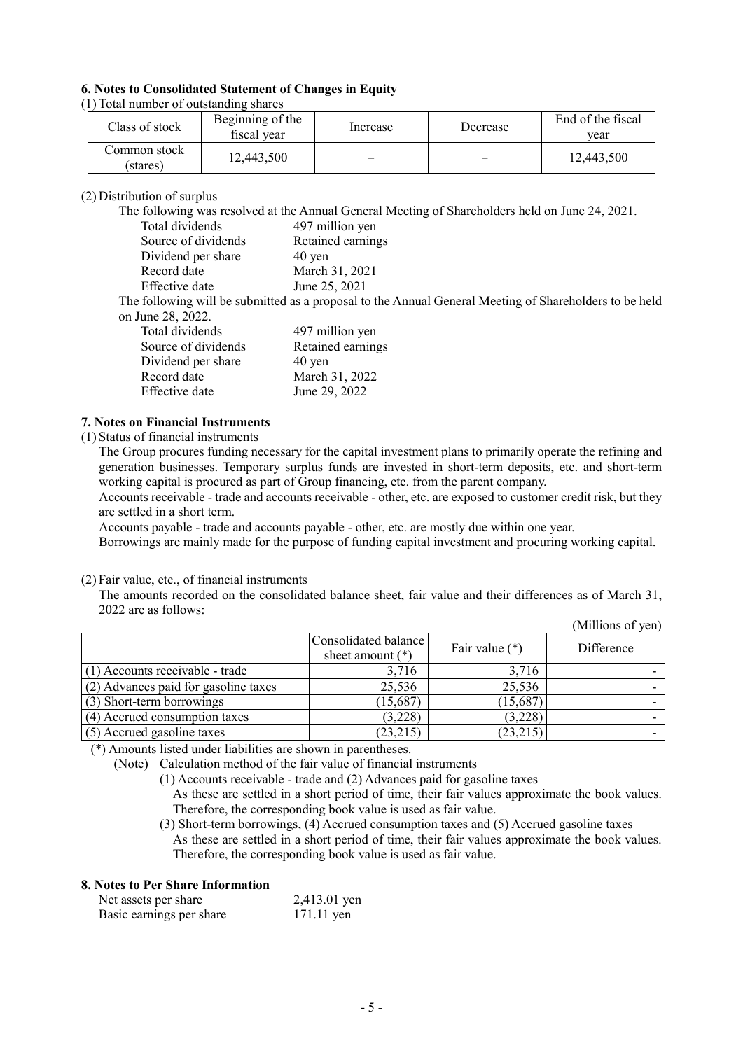### 6. Notes to Consolidated Statement of Changes in Equity

(1) Total number of outstanding shares

| Class of stock | Beginning of the fiscal year | Increase | Decrease | End of the fiscal year |
|---|---|---|---|---|
| Common stock (stares) | 12,443,500 | – | – | 12,443,500 |

(2) Distribution of surplus

The following was resolved at the Annual General Meeting of Shareholders held on June 24, 2021.

| | |
|---|---|
| Total dividends | 497 million yen |
| Source of dividends | Retained earnings |
| Dividend per share | 40 yen |
| Record date | March 31, 2021 |
| Effective date | June 25, 2021 |

The following will be submitted as a proposal to the Annual General Meeting of Shareholders to be held on June 28, 2022.

| | |
|---|---|
| Total dividends | 497 million yen |
| Source of dividends | Retained earnings |
| Dividend per share | 40 yen |
| Record date | March 31, 2022 |
| Effective date | June 29, 2022 |

### 7. Notes on Financial Instruments

(1) Status of financial instruments

The Group procures funding necessary for the capital investment plans to primarily operate the refining and generation businesses. Temporary surplus funds are invested in short-term deposits, etc. and short-term working capital is procured as part of Group financing, etc. from the parent company.

Accounts receivable - trade and accounts receivable - other, etc. are exposed to customer credit risk, but they are settled in a short term.

Accounts payable - trade and accounts payable - other, etc. are mostly due within one year.

Borrowings are mainly made for the purpose of funding capital investment and procuring working capital.

(2) Fair value, etc., of financial instruments

The amounts recorded on the consolidated balance sheet, fair value and their differences as of March 31, 2022 are as follows:

(Millions of yen)

| | Consolidated balance sheet amount (*) | Fair value (*) | Difference |
|---|---|---|---|
| (1) Accounts receivable - trade | 3,716 | 3,716 | - |
| (2) Advances paid for gasoline taxes | 25,536 | 25,536 | - |
| (3) Short-term borrowings | (15,687) | (15,687) | - |
| (4) Accrued consumption taxes | (3,228) | (3,228) | - |
| (5) Accrued gasoline taxes | (23,215) | (23,215) | - |

(*) Amounts listed under liabilities are shown in parentheses.

(Note) Calculation method of the fair value of financial instruments

(1) Accounts receivable - trade and (2) Advances paid for gasoline taxes
As these are settled in a short period of time, their fair values approximate the book values. Therefore, the corresponding book value is used as fair value.

(3) Short-term borrowings, (4) Accrued consumption taxes and (5) Accrued gasoline taxes
As these are settled in a short period of time, their fair values approximate the book values. Therefore, the corresponding book value is used as fair value.

### 8. Notes to Per Share Information

| | |
|---|---|
| Net assets per share | 2,413.01 yen |
| Basic earnings per share | 171.11 yen |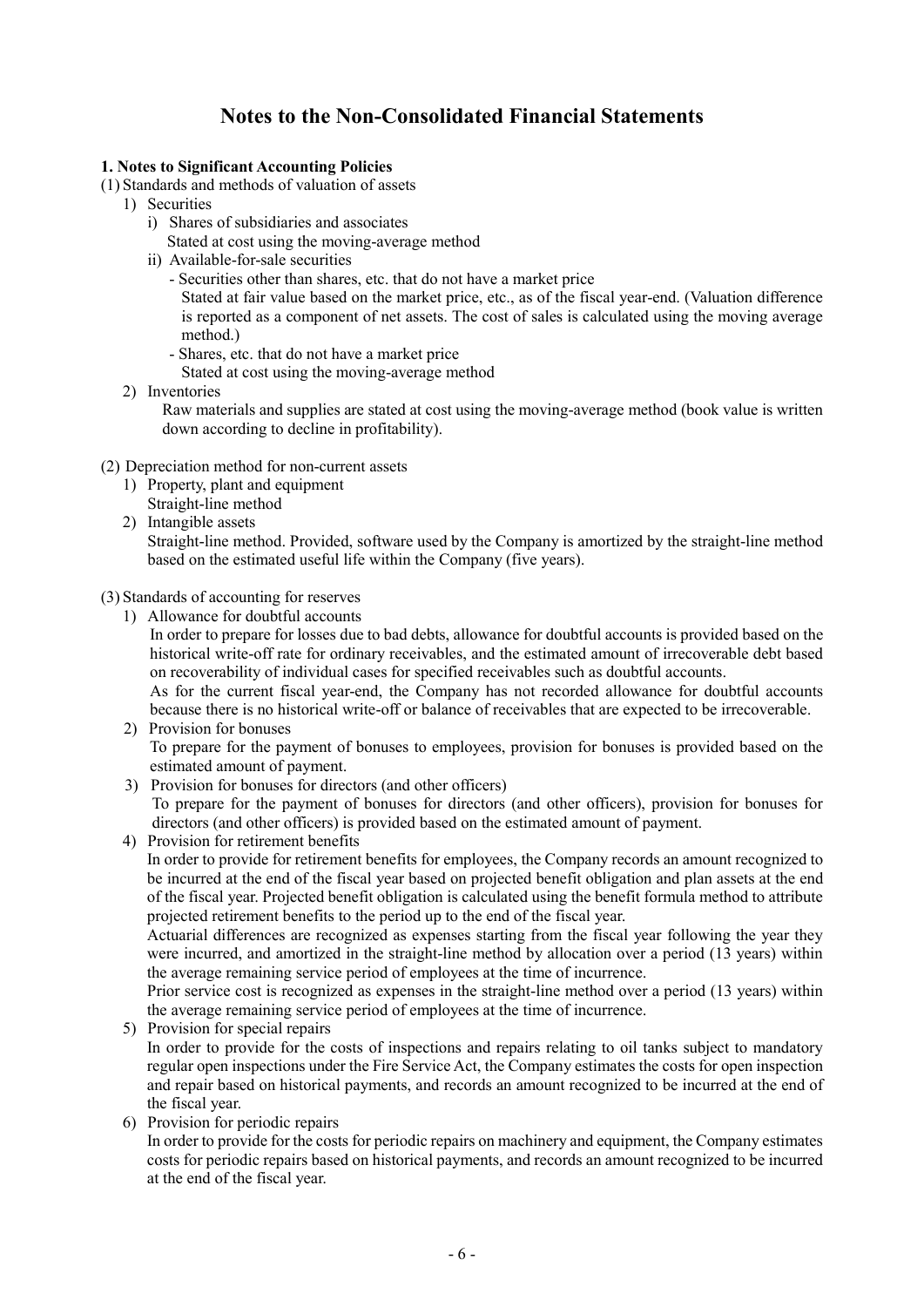# Notes to the Non-Consolidated Financial Statements

**1. Notes to Significant Accounting Policies**

(1) Standards and methods of valuation of assets

1) Securities

i) Shares of subsidiaries and associates

Stated at cost using the moving-average method

ii) Available-for-sale securities

- Securities other than shares, etc. that do not have a market price

  Stated at fair value based on the market price, etc., as of the fiscal year-end. (Valuation difference is reported as a component of net assets. The cost of sales is calculated using the moving average method.)

- Shares, etc. that do not have a market price

  Stated at cost using the moving-average method

2) Inventories

Raw materials and supplies are stated at cost using the moving-average method (book value is written down according to decline in profitability).

(2) Depreciation method for non-current assets

1) Property, plant and equipment

Straight-line method

2) Intangible assets

Straight-line method. Provided, software used by the Company is amortized by the straight-line method based on the estimated useful life within the Company (five years).

(3) Standards of accounting for reserves

1) Allowance for doubtful accounts

In order to prepare for losses due to bad debts, allowance for doubtful accounts is provided based on the historical write-off rate for ordinary receivables, and the estimated amount of irrecoverable debt based on recoverability of individual cases for specified receivables such as doubtful accounts.

As for the current fiscal year-end, the Company has not recorded allowance for doubtful accounts because there is no historical write-off or balance of receivables that are expected to be irrecoverable.

2) Provision for bonuses

To prepare for the payment of bonuses to employees, provision for bonuses is provided based on the estimated amount of payment.

3) Provision for bonuses for directors (and other officers)

To prepare for the payment of bonuses for directors (and other officers), provision for bonuses for directors (and other officers) is provided based on the estimated amount of payment.

4) Provision for retirement benefits

In order to provide for retirement benefits for employees, the Company records an amount recognized to be incurred at the end of the fiscal year based on projected benefit obligation and plan assets at the end of the fiscal year. Projected benefit obligation is calculated using the benefit formula method to attribute projected retirement benefits to the period up to the end of the fiscal year.

Actuarial differences are recognized as expenses starting from the fiscal year following the year they were incurred, and amortized in the straight-line method by allocation over a period (13 years) within the average remaining service period of employees at the time of incurrence.

Prior service cost is recognized as expenses in the straight-line method over a period (13 years) within the average remaining service period of employees at the time of incurrence.

5) Provision for special repairs

In order to provide for the costs of inspections and repairs relating to oil tanks subject to mandatory regular open inspections under the Fire Service Act, the Company estimates the costs for open inspection and repair based on historical payments, and records an amount recognized to be incurred at the end of the fiscal year.

6) Provision for periodic repairs

In order to provide for the costs for periodic repairs on machinery and equipment, the Company estimates costs for periodic repairs based on historical payments, and records an amount recognized to be incurred at the end of the fiscal year.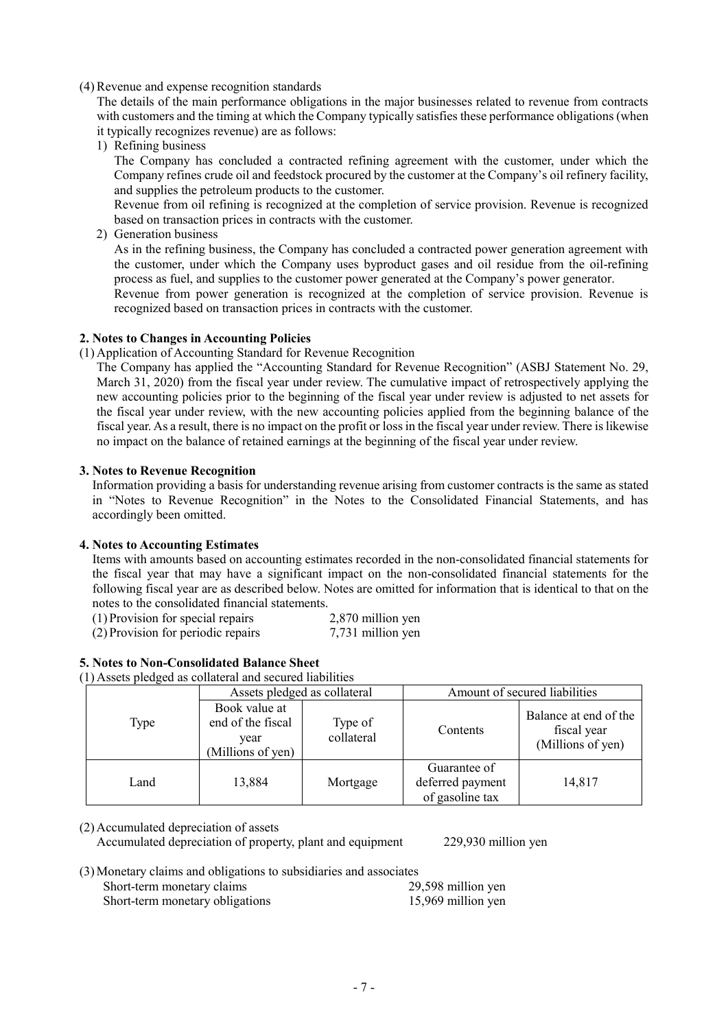(4) Revenue and expense recognition standards

The details of the main performance obligations in the major businesses related to revenue from contracts with customers and the timing at which the Company typically satisfies these performance obligations (when it typically recognizes revenue) are as follows:

1) Refining business

The Company has concluded a contracted refining agreement with the customer, under which the Company refines crude oil and feedstock procured by the customer at the Company's oil refinery facility, and supplies the petroleum products to the customer.

Revenue from oil refining is recognized at the completion of service provision. Revenue is recognized based on transaction prices in contracts with the customer.

2) Generation business

As in the refining business, the Company has concluded a contracted power generation agreement with the customer, under which the Company uses byproduct gases and oil residue from the oil-refining process as fuel, and supplies to the customer power generated at the Company's power generator.

Revenue from power generation is recognized at the completion of service provision. Revenue is recognized based on transaction prices in contracts with the customer.

## 2. Notes to Changes in Accounting Policies

(1) Application of Accounting Standard for Revenue Recognition

The Company has applied the "Accounting Standard for Revenue Recognition" (ASBJ Statement No. 29, March 31, 2020) from the fiscal year under review. The cumulative impact of retrospectively applying the new accounting policies prior to the beginning of the fiscal year under review is adjusted to net assets for the fiscal year under review, with the new accounting policies applied from the beginning balance of the fiscal year. As a result, there is no impact on the profit or loss in the fiscal year under review. There is likewise no impact on the balance of retained earnings at the beginning of the fiscal year under review.

## 3. Notes to Revenue Recognition

Information providing a basis for understanding revenue arising from customer contracts is the same as stated in "Notes to Revenue Recognition" in the Notes to the Consolidated Financial Statements, and has accordingly been omitted.

## 4. Notes to Accounting Estimates

Items with amounts based on accounting estimates recorded in the non-consolidated financial statements for the fiscal year that may have a significant impact on the non-consolidated financial statements for the following fiscal year are as described below. Notes are omitted for information that is identical to that on the notes to the consolidated financial statements.

(1) Provision for special repairs 2,870 million yen

(2) Provision for periodic repairs 7,731 million yen

## 5. Notes to Non-Consolidated Balance Sheet

(1) Assets pledged as collateral and secured liabilities

| Type | Assets pledged as collateral | | Amount of secured liabilities | |
|---|---|---|---|---|
| | Book value at end of the fiscal year (Millions of yen) | Type of collateral | Contents | Balance at end of the fiscal year (Millions of yen) |
| Land | 13,884 | Mortgage | Guarantee of deferred payment of gasoline tax | 14,817 |

(2) Accumulated depreciation of assets

Accumulated depreciation of property, plant and equipment 229,930 million yen

(3) Monetary claims and obligations to subsidiaries and associates

Short-term monetary claims 29,598 million yen

Short-term monetary obligations 15,969 million yen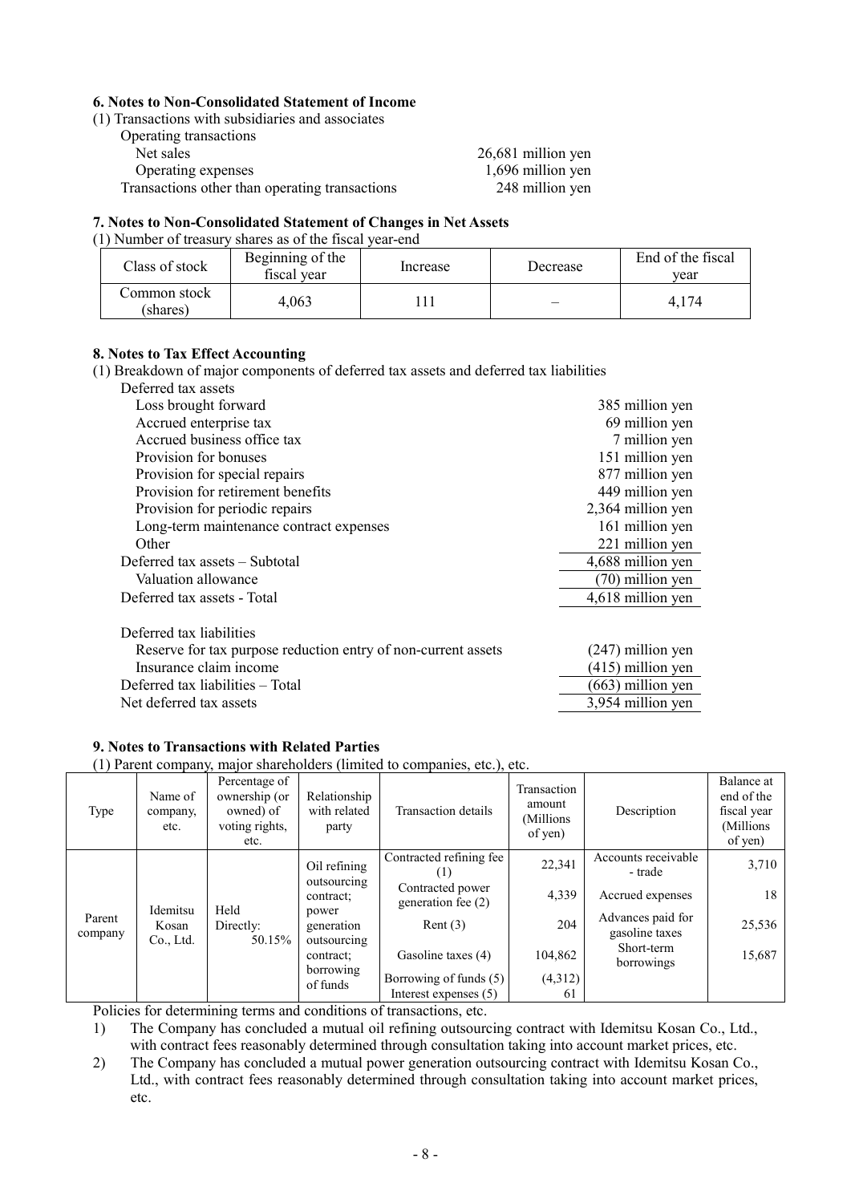### 6. Notes to Non-Consolidated Statement of Income

(1) Transactions with subsidiaries and associates

| | |
|---|---|
| Operating transactions | |
| Net sales | 26,681 million yen |
| Operating expenses | 1,696 million yen |
| Transactions other than operating transactions | 248 million yen |

### 7. Notes to Non-Consolidated Statement of Changes in Net Assets

(1) Number of treasury shares as of the fiscal year-end

| Class of stock | Beginning of the fiscal year | Increase | Decrease | End of the fiscal year |
|---|---|---|---|---|
| Common stock (shares) | 4,063 | 111 | – | 4,174 |

### 8. Notes to Tax Effect Accounting

(1) Breakdown of major components of deferred tax assets and deferred tax liabilities

| | |
|---|---|
| Deferred tax assets | |
| Loss brought forward | 385 million yen |
| Accrued enterprise tax | 69 million yen |
| Accrued business office tax | 7 million yen |
| Provision for bonuses | 151 million yen |
| Provision for special repairs | 877 million yen |
| Provision for retirement benefits | 449 million yen |
| Provision for periodic repairs | 2,364 million yen |
| Long-term maintenance contract expenses | 161 million yen |
| Other | 221 million yen |
| Deferred tax assets – Subtotal | 4,688 million yen |
| Valuation allowance | (70) million yen |
| Deferred tax assets - Total | 4,618 million yen |
| | |
| Deferred tax liabilities | |
| Reserve for tax purpose reduction entry of non-current assets | (247) million yen |
| Insurance claim income | (415) million yen |
| Deferred tax liabilities – Total | (663) million yen |
| Net deferred tax assets | 3,954 million yen |

### 9. Notes to Transactions with Related Parties

(1) Parent company, major shareholders (limited to companies, etc.), etc.

| Type | Name of company, etc. | Percentage of ownership (or owned) of voting rights, etc. | Relationship with related party | Transaction details | Transaction amount (Millions of yen) | Description | Balance at end of the fiscal year (Millions of yen) |
|---|---|---|---|---|---|---|---|
| Parent company | Idemitsu Kosan Co., Ltd. | Held Directly: 50.15% | Oil refining outsourcing contract; power generation outsourcing contract; borrowing of funds | Contracted refining fee (1) | 22,341 | Accounts receivable - trade | 3,710 |
| | | | | Contracted power generation fee (2) | 4,339 | Accrued expenses | 18 |
| | | | | Rent (3) | 204 | Advances paid for gasoline taxes | 25,536 |
| | | | | Gasoline taxes (4) | 104,862 | Short-term borrowings | 15,687 |
| | | | | Borrowing of funds (5) | (4,312) | | |
| | | | | Interest expenses (5) | 61 | | |

Policies for determining terms and conditions of transactions, etc.

1) The Company has concluded a mutual oil refining outsourcing contract with Idemitsu Kosan Co., Ltd., with contract fees reasonably determined through consultation taking into account market prices, etc.
2) The Company has concluded a mutual power generation outsourcing contract with Idemitsu Kosan Co., Ltd., with contract fees reasonably determined through consultation taking into account market prices, etc.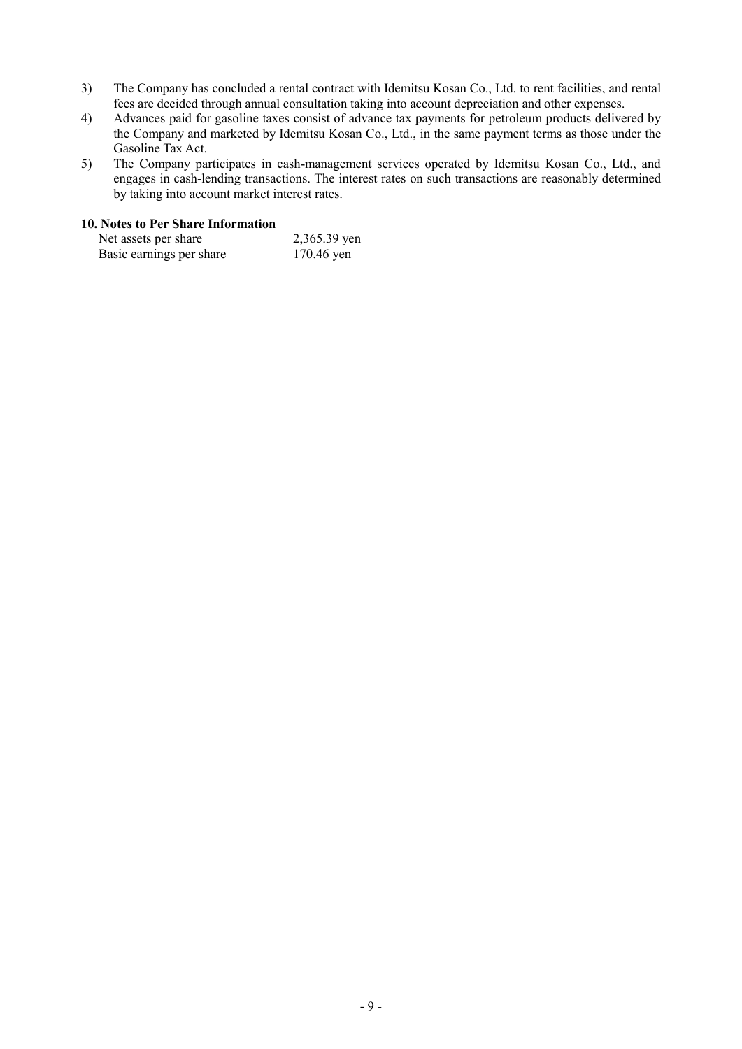3) The Company has concluded a rental contract with Idemitsu Kosan Co., Ltd. to rent facilities, and rental fees are decided through annual consultation taking into account depreciation and other expenses.
4) Advances paid for gasoline taxes consist of advance tax payments for petroleum products delivered by the Company and marketed by Idemitsu Kosan Co., Ltd., in the same payment terms as those under the Gasoline Tax Act.
5) The Company participates in cash-management services operated by Idemitsu Kosan Co., Ltd., and engages in cash-lending transactions. The interest rates on such transactions are reasonably determined by taking into account market interest rates.

**10. Notes to Per Share Information**

| | |
|---|---|
| Net assets per share | 2,365.39 yen |
| Basic earnings per share | 170.46 yen |